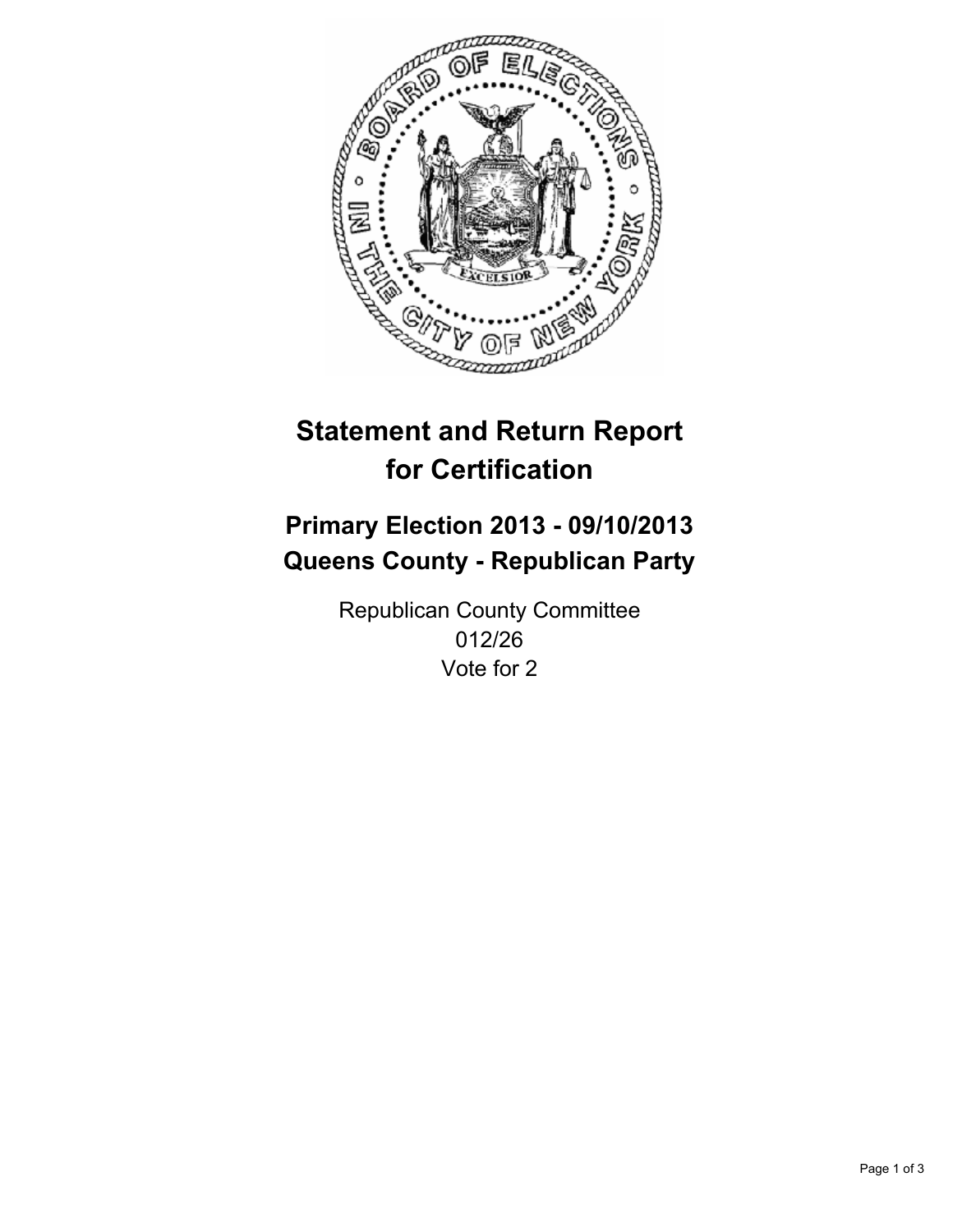# Statement and Return Report for Certification

## Primary Election 2013 - 09/10/2013
## Queens County - Republican Party

Republican County Committee
012/26
Vote for 2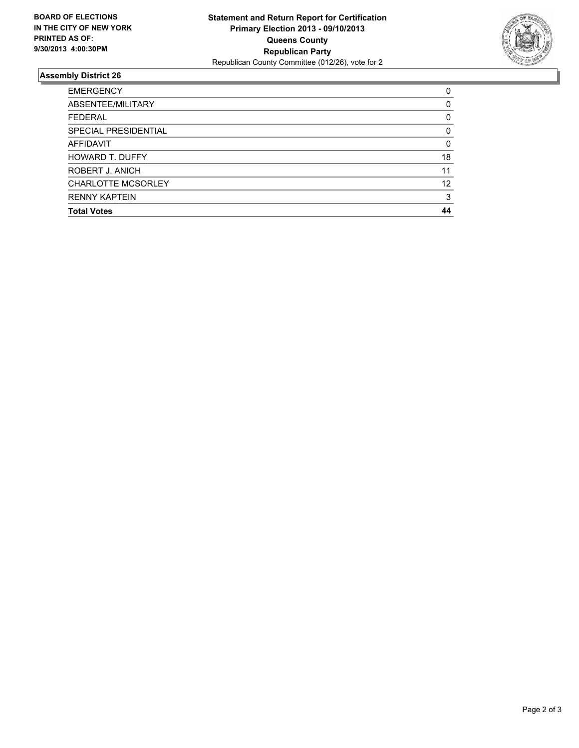**BOARD OF ELECTIONS IN THE CITY OF NEW YORK PRINTED AS OF: 9/30/2013 4:00:30PM**

**Statement and Return Report for Certification**
**Primary Election 2013 - 09/10/2013**
**Queens County**
**Republican Party**
Republican County Committee (012/26), vote for 2

## Assembly District 26

| | |
|---|---|
| EMERGENCY | 0 |
| ABSENTEE/MILITARY | 0 |
| FEDERAL | 0 |
| SPECIAL PRESIDENTIAL | 0 |
| AFFIDAVIT | 0 |
| HOWARD T. DUFFY | 18 |
| ROBERT J. ANICH | 11 |
| CHARLOTTE MCSORLEY | 12 |
| RENNY KAPTEIN | 3 |
| **Total Votes** | **44** |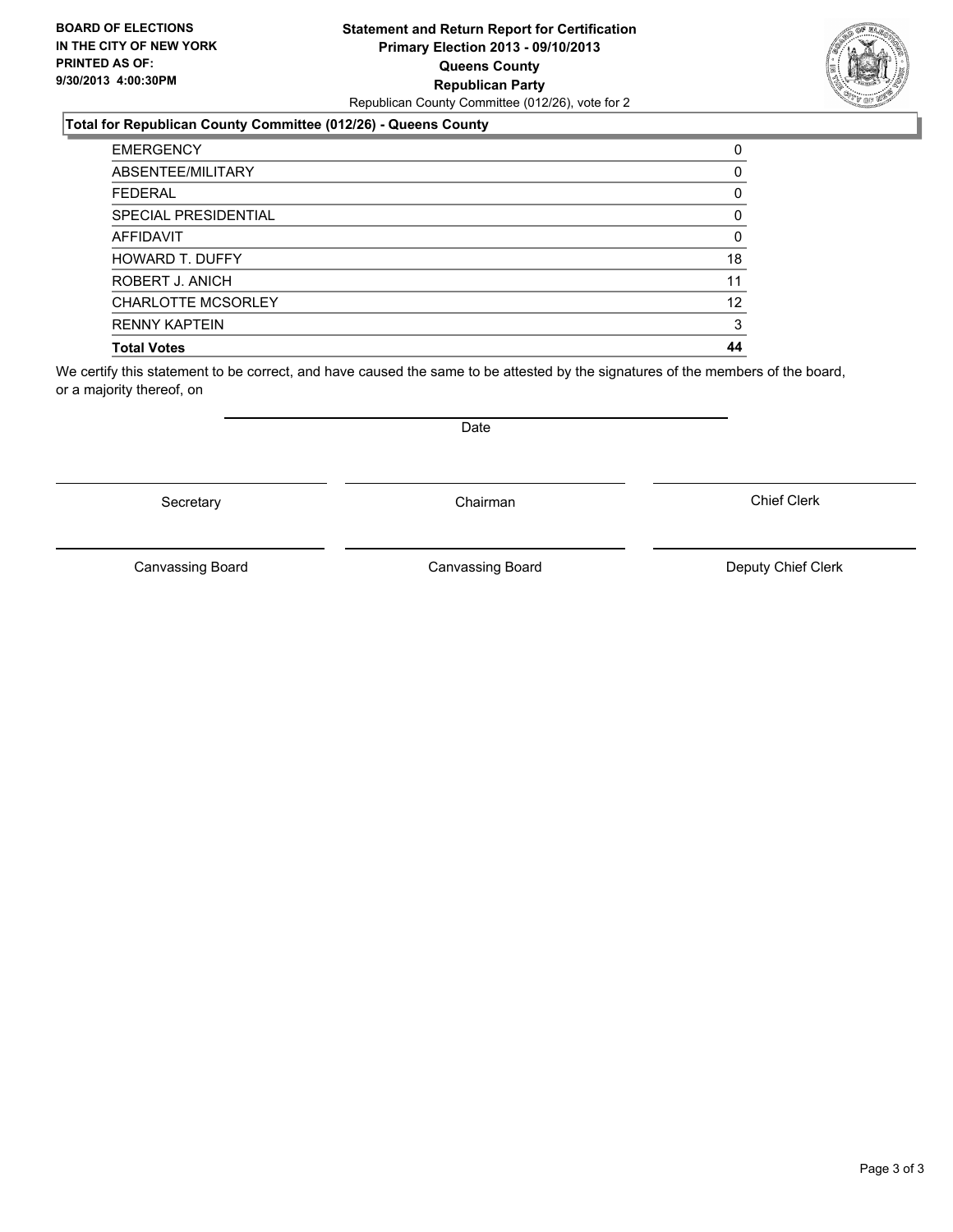**BOARD OF ELECTIONS IN THE CITY OF NEW YORK PRINTED AS OF: 9/30/2013 4:00:30PM**

**Statement and Return Report for Certification Primary Election 2013 - 09/10/2013 Queens County Republican Party**

Republican County Committee (012/26), vote for 2

**Total for Republican County Committee (012/26) - Queens County**

| | |
|---|---|
| EMERGENCY | 0 |
| ABSENTEE/MILITARY | 0 |
| FEDERAL | 0 |
| SPECIAL PRESIDENTIAL | 0 |
| AFFIDAVIT | 0 |
| HOWARD T. DUFFY | 18 |
| ROBERT J. ANICH | 11 |
| CHARLOTTE MCSORLEY | 12 |
| RENNY KAPTEIN | 3 |
| **Total Votes** | **44** |

We certify this statement to be correct, and have caused the same to be attested by the signatures of the members of the board, or a majority thereof, on

Date

Secretary

Chairman

Chief Clerk

Canvassing Board

Canvassing Board

Deputy Chief Clerk